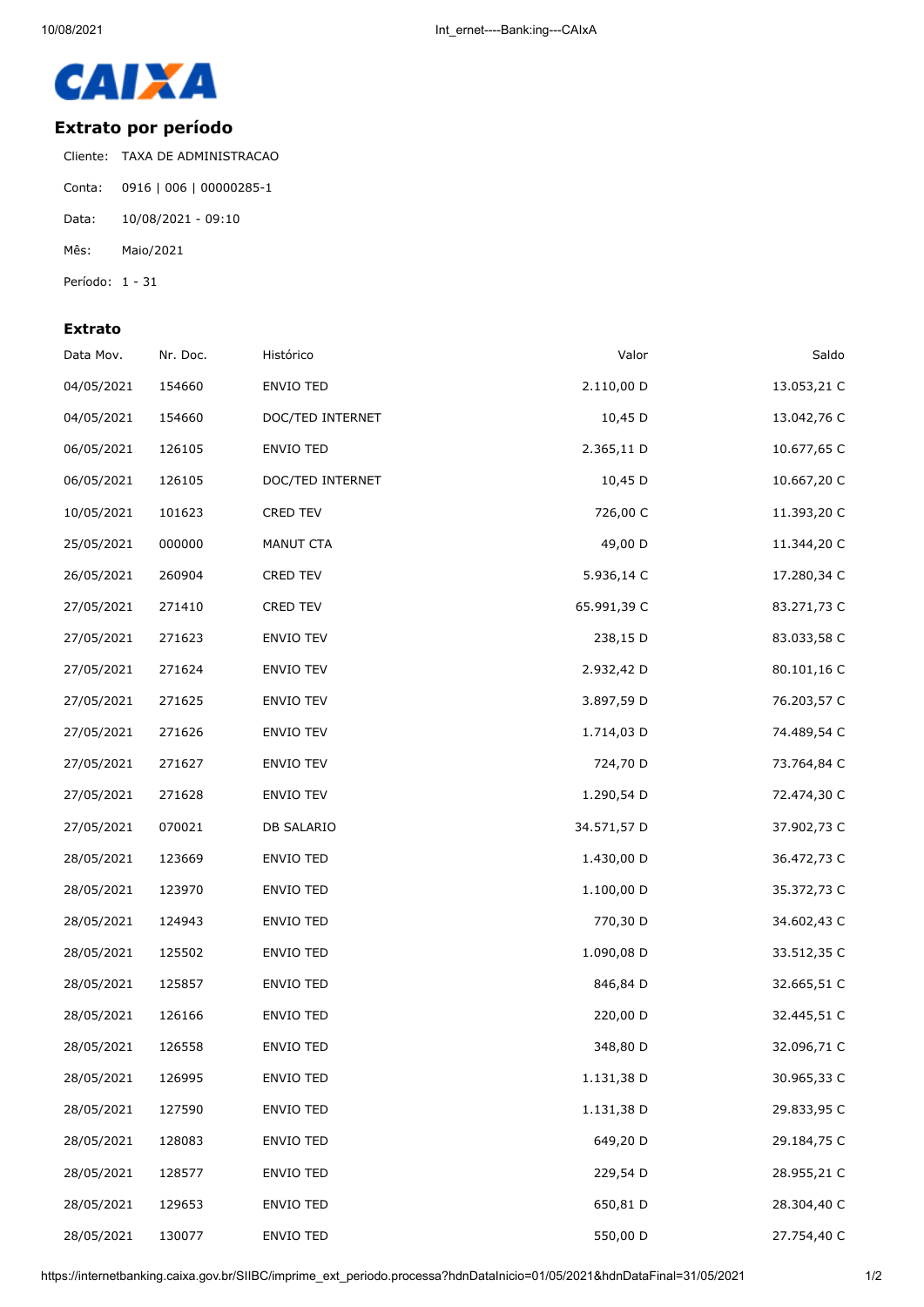CAIXA

## Extrato por período

Cliente: TAXA DE ADMINISTRACAO

Conta: 0916 | 006 | 00000285-1

Data: 10/08/2021 - 09:10

Mês: Maio/2021

Período: 1 - 31

### Extrato

| Data Mov. | Nr. Doc. | Histórico | Valor | Saldo |
|---|---|---|---|---|
| 04/05/2021 | 154660 | ENVIO TED | 2.110,00 D | 13.053,21 C |
| 04/05/2021 | 154660 | DOC/TED INTERNET | 10,45 D | 13.042,76 C |
| 06/05/2021 | 126105 | ENVIO TED | 2.365,11 D | 10.677,65 C |
| 06/05/2021 | 126105 | DOC/TED INTERNET | 10,45 D | 10.667,20 C |
| 10/05/2021 | 101623 | CRED TEV | 726,00 C | 11.393,20 C |
| 25/05/2021 | 000000 | MANUT CTA | 49,00 D | 11.344,20 C |
| 26/05/2021 | 260904 | CRED TEV | 5.936,14 C | 17.280,34 C |
| 27/05/2021 | 271410 | CRED TEV | 65.991,39 C | 83.271,73 C |
| 27/05/2021 | 271623 | ENVIO TEV | 238,15 D | 83.033,58 C |
| 27/05/2021 | 271624 | ENVIO TEV | 2.932,42 D | 80.101,16 C |
| 27/05/2021 | 271625 | ENVIO TEV | 3.897,59 D | 76.203,57 C |
| 27/05/2021 | 271626 | ENVIO TEV | 1.714,03 D | 74.489,54 C |
| 27/05/2021 | 271627 | ENVIO TEV | 724,70 D | 73.764,84 C |
| 27/05/2021 | 271628 | ENVIO TEV | 1.290,54 D | 72.474,30 C |
| 27/05/2021 | 070021 | DB SALARIO | 34.571,57 D | 37.902,73 C |
| 28/05/2021 | 123669 | ENVIO TED | 1.430,00 D | 36.472,73 C |
| 28/05/2021 | 123970 | ENVIO TED | 1.100,00 D | 35.372,73 C |
| 28/05/2021 | 124943 | ENVIO TED | 770,30 D | 34.602,43 C |
| 28/05/2021 | 125502 | ENVIO TED | 1.090,08 D | 33.512,35 C |
| 28/05/2021 | 125857 | ENVIO TED | 846,84 D | 32.665,51 C |
| 28/05/2021 | 126166 | ENVIO TED | 220,00 D | 32.445,51 C |
| 28/05/2021 | 126558 | ENVIO TED | 348,80 D | 32.096,71 C |
| 28/05/2021 | 126995 | ENVIO TED | 1.131,38 D | 30.965,33 C |
| 28/05/2021 | 127590 | ENVIO TED | 1.131,38 D | 29.833,95 C |
| 28/05/2021 | 128083 | ENVIO TED | 649,20 D | 29.184,75 C |
| 28/05/2021 | 128577 | ENVIO TED | 229,54 D | 28.955,21 C |
| 28/05/2021 | 129653 | ENVIO TED | 650,81 D | 28.304,40 C |
| 28/05/2021 | 130077 | ENVIO TED | 550,00 D | 27.754,40 C |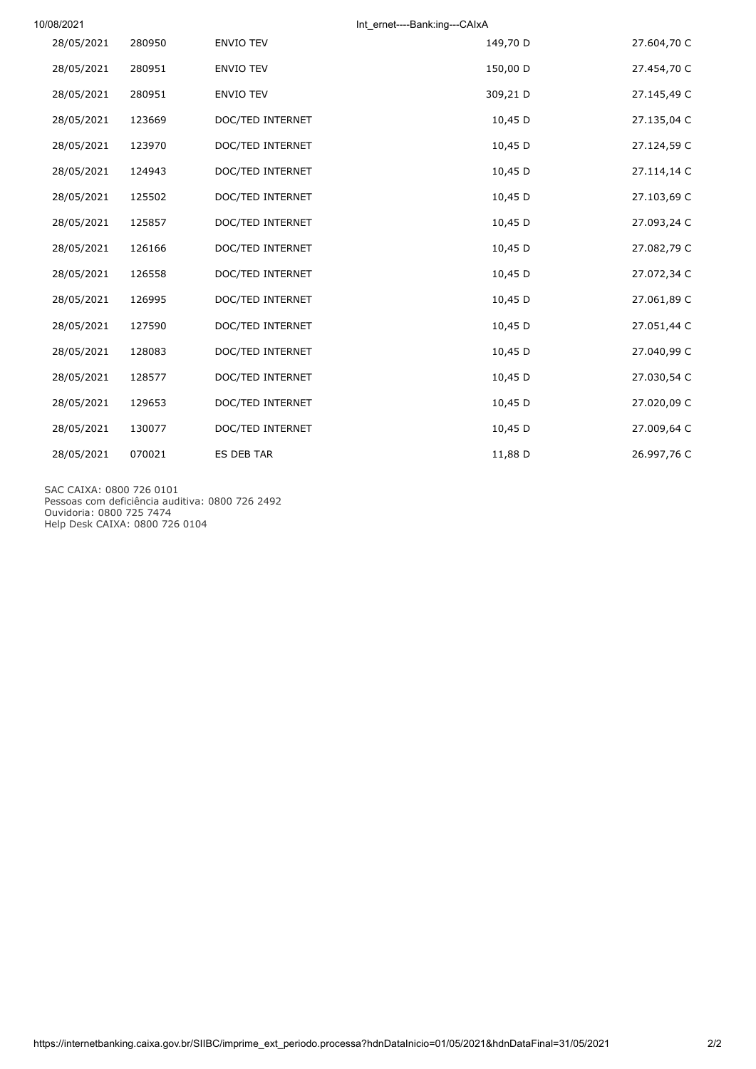| | | | | |
|---|---|---|---|---|
| 28/05/2021 | 280950 | ENVIO TEV | 149,70 D | 27.604,70 C |
| 28/05/2021 | 280951 | ENVIO TEV | 150,00 D | 27.454,70 C |
| 28/05/2021 | 280951 | ENVIO TEV | 309,21 D | 27.145,49 C |
| 28/05/2021 | 123669 | DOC/TED INTERNET | 10,45 D | 27.135,04 C |
| 28/05/2021 | 123970 | DOC/TED INTERNET | 10,45 D | 27.124,59 C |
| 28/05/2021 | 124943 | DOC/TED INTERNET | 10,45 D | 27.114,14 C |
| 28/05/2021 | 125502 | DOC/TED INTERNET | 10,45 D | 27.103,69 C |
| 28/05/2021 | 125857 | DOC/TED INTERNET | 10,45 D | 27.093,24 C |
| 28/05/2021 | 126166 | DOC/TED INTERNET | 10,45 D | 27.082,79 C |
| 28/05/2021 | 126558 | DOC/TED INTERNET | 10,45 D | 27.072,34 C |
| 28/05/2021 | 126995 | DOC/TED INTERNET | 10,45 D | 27.061,89 C |
| 28/05/2021 | 127590 | DOC/TED INTERNET | 10,45 D | 27.051,44 C |
| 28/05/2021 | 128083 | DOC/TED INTERNET | 10,45 D | 27.040,99 C |
| 28/05/2021 | 128577 | DOC/TED INTERNET | 10,45 D | 27.030,54 C |
| 28/05/2021 | 129653 | DOC/TED INTERNET | 10,45 D | 27.020,09 C |
| 28/05/2021 | 130077 | DOC/TED INTERNET | 10,45 D | 27.009,64 C |
| 28/05/2021 | 070021 | ES DEB TAR | 11,88 D | 26.997,76 C |

SAC CAIXA: 0800 726 0101
Pessoas com deficiência auditiva: 0800 726 2492
Ouvidoria: 0800 725 7474
Help Desk CAIXA: 0800 726 0104